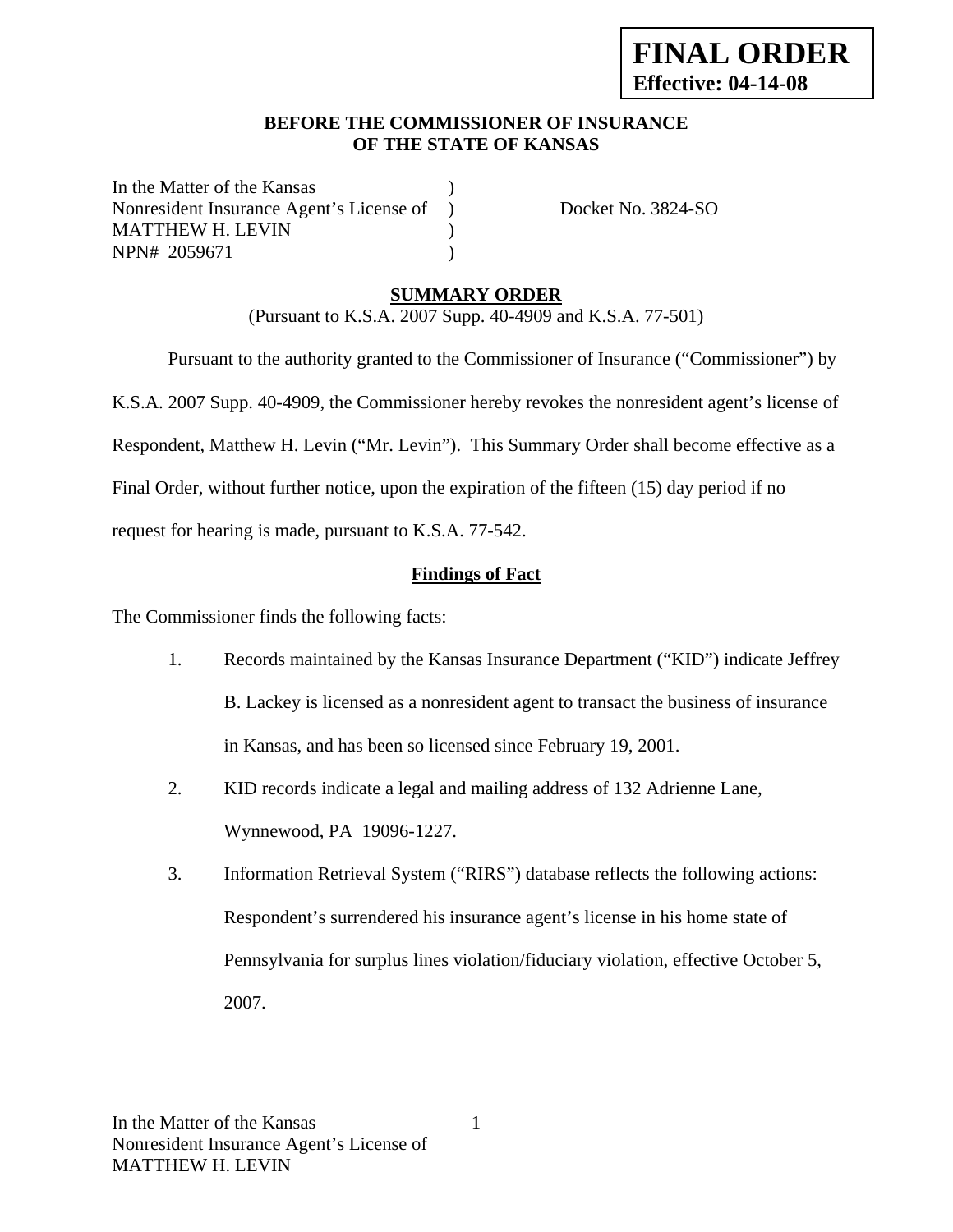**FINAL ORDER**
**Effective: 04-14-08**

**BEFORE THE COMMISSIONER OF INSURANCE**
**OF THE STATE OF KANSAS**

In the Matter of the Kansas )
Nonresident Insurance Agent's License of ) Docket No. 3824-SO
MATTHEW H. LEVIN )
NPN# 2059671 )

## SUMMARY ORDER

(Pursuant to K.S.A. 2007 Supp. 40-4909 and K.S.A. 77-501)

Pursuant to the authority granted to the Commissioner of Insurance ("Commissioner") by K.S.A. 2007 Supp. 40-4909, the Commissioner hereby revokes the nonresident agent's license of Respondent, Matthew H. Levin ("Mr. Levin"). This Summary Order shall become effective as a Final Order, without further notice, upon the expiration of the fifteen (15) day period if no request for hearing is made, pursuant to K.S.A. 77-542.

### Findings of Fact

The Commissioner finds the following facts:

1. Records maintained by the Kansas Insurance Department ("KID") indicate Jeffrey B. Lackey is licensed as a nonresident agent to transact the business of insurance in Kansas, and has been so licensed since February 19, 2001.
2. KID records indicate a legal and mailing address of 132 Adrienne Lane, Wynnewood, PA 19096-1227.
3. Information Retrieval System ("RIRS") database reflects the following actions: Respondent's surrendered his insurance agent's license in his home state of Pennsylvania for surplus lines violation/fiduciary violation, effective October 5, 2007.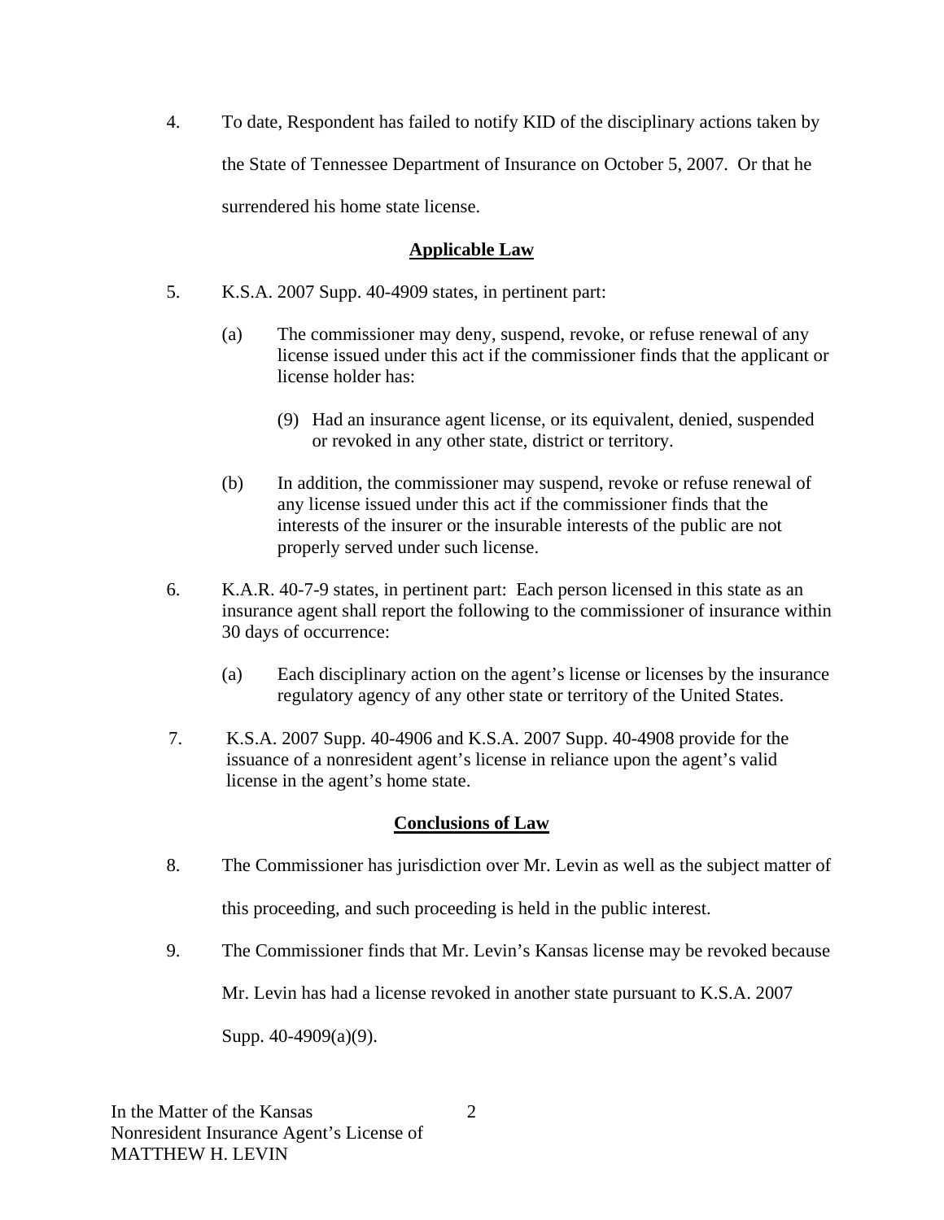4. To date, Respondent has failed to notify KID of the disciplinary actions taken by the State of Tennessee Department of Insurance on October 5, 2007. Or that he surrendered his home state license.

## Applicable Law

5. K.S.A. 2007 Supp. 40-4909 states, in pertinent part:

   (a) The commissioner may deny, suspend, revoke, or refuse renewal of any license issued under this act if the commissioner finds that the applicant or license holder has:

      (9) Had an insurance agent license, or its equivalent, denied, suspended or revoked in any other state, district or territory.

   (b) In addition, the commissioner may suspend, revoke or refuse renewal of any license issued under this act if the commissioner finds that the interests of the insurer or the insurable interests of the public are not properly served under such license.

6. K.A.R. 40-7-9 states, in pertinent part: Each person licensed in this state as an insurance agent shall report the following to the commissioner of insurance within 30 days of occurrence:

   (a) Each disciplinary action on the agent's license or licenses by the insurance regulatory agency of any other state or territory of the United States.

7. K.S.A. 2007 Supp. 40-4906 and K.S.A. 2007 Supp. 40-4908 provide for the issuance of a nonresident agent's license in reliance upon the agent's valid license in the agent's home state.

## Conclusions of Law

8. The Commissioner has jurisdiction over Mr. Levin as well as the subject matter of this proceeding, and such proceeding is held in the public interest.

9. The Commissioner finds that Mr. Levin's Kansas license may be revoked because Mr. Levin has had a license revoked in another state pursuant to K.S.A. 2007 Supp. 40-4909(a)(9).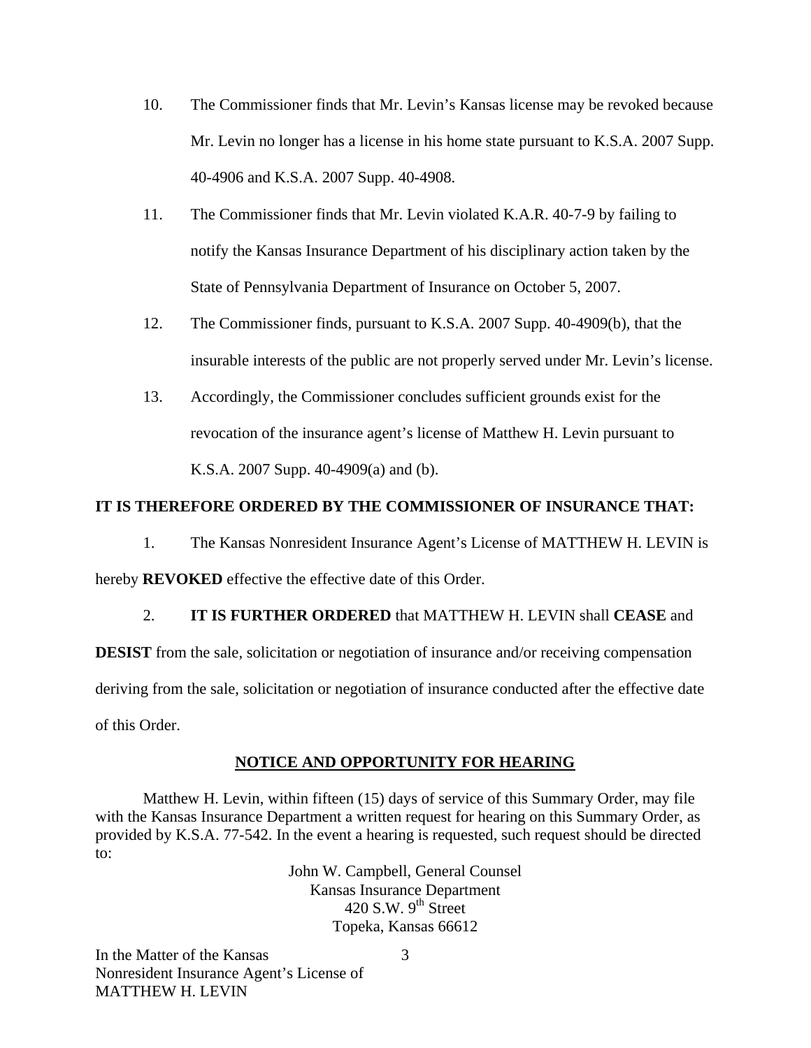10. The Commissioner finds that Mr. Levin's Kansas license may be revoked because Mr. Levin no longer has a license in his home state pursuant to K.S.A. 2007 Supp. 40-4906 and K.S.A. 2007 Supp. 40-4908.

11. The Commissioner finds that Mr. Levin violated K.A.R. 40-7-9 by failing to notify the Kansas Insurance Department of his disciplinary action taken by the State of Pennsylvania Department of Insurance on October 5, 2007.

12. The Commissioner finds, pursuant to K.S.A. 2007 Supp. 40-4909(b), that the insurable interests of the public are not properly served under Mr. Levin's license.

13. Accordingly, the Commissioner concludes sufficient grounds exist for the revocation of the insurance agent's license of Matthew H. Levin pursuant to K.S.A. 2007 Supp. 40-4909(a) and (b).

**IT IS THEREFORE ORDERED BY THE COMMISSIONER OF INSURANCE THAT:**

1. The Kansas Nonresident Insurance Agent's License of MATTHEW H. LEVIN is hereby **REVOKED** effective the effective date of this Order.

2. **IT IS FURTHER ORDERED** that MATTHEW H. LEVIN shall **CEASE** and **DESIST** from the sale, solicitation or negotiation of insurance and/or receiving compensation deriving from the sale, solicitation or negotiation of insurance conducted after the effective date of this Order.

## NOTICE AND OPPORTUNITY FOR HEARING

Matthew H. Levin, within fifteen (15) days of service of this Summary Order, may file with the Kansas Insurance Department a written request for hearing on this Summary Order, as provided by K.S.A. 77-542. In the event a hearing is requested, such request should be directed to:

John W. Campbell, General Counsel
Kansas Insurance Department
420 S.W. 9th Street
Topeka, Kansas 66612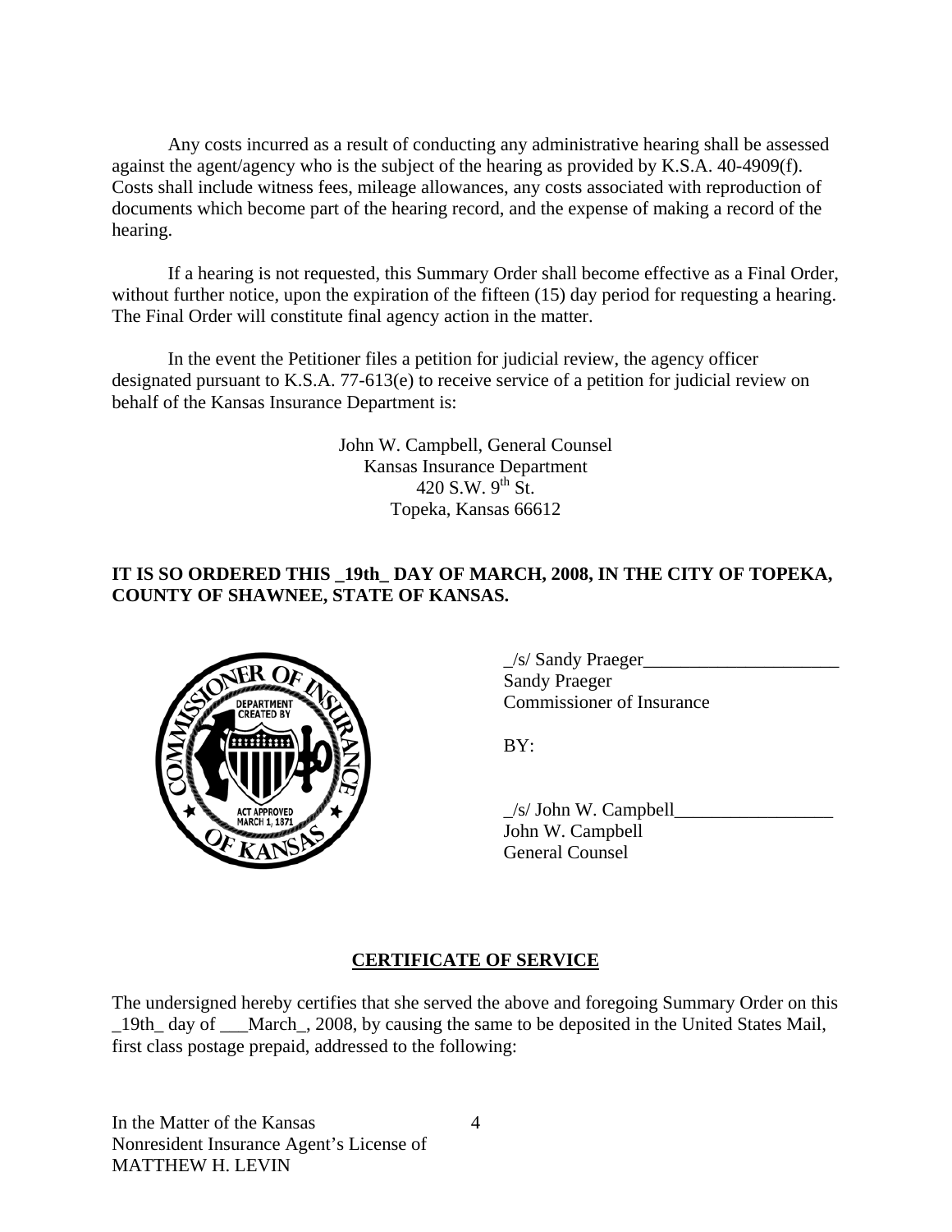Any costs incurred as a result of conducting any administrative hearing shall be assessed against the agent/agency who is the subject of the hearing as provided by K.S.A. 40-4909(f). Costs shall include witness fees, mileage allowances, any costs associated with reproduction of documents which become part of the hearing record, and the expense of making a record of the hearing.

If a hearing is not requested, this Summary Order shall become effective as a Final Order, without further notice, upon the expiration of the fifteen (15) day period for requesting a hearing. The Final Order will constitute final agency action in the matter.

In the event the Petitioner files a petition for judicial review, the agency officer designated pursuant to K.S.A. 77-613(e) to receive service of a petition for judicial review on behalf of the Kansas Insurance Department is:

John W. Campbell, General Counsel
Kansas Insurance Department
420 S.W. 9th St.
Topeka, Kansas 66612

**IT IS SO ORDERED THIS _19th_ DAY OF MARCH, 2008, IN THE CITY OF TOPEKA, COUNTY OF SHAWNEE, STATE OF KANSAS.**

_/s/ Sandy Praeger_____________________
Sandy Praeger
Commissioner of Insurance

BY:

_/s/ John W. Campbell_________________
John W. Campbell
General Counsel

## CERTIFICATE OF SERVICE

The undersigned hereby certifies that she served the above and foregoing Summary Order on this _19th_ day of ___March_, 2008, by causing the same to be deposited in the United States Mail, first class postage prepaid, addressed to the following: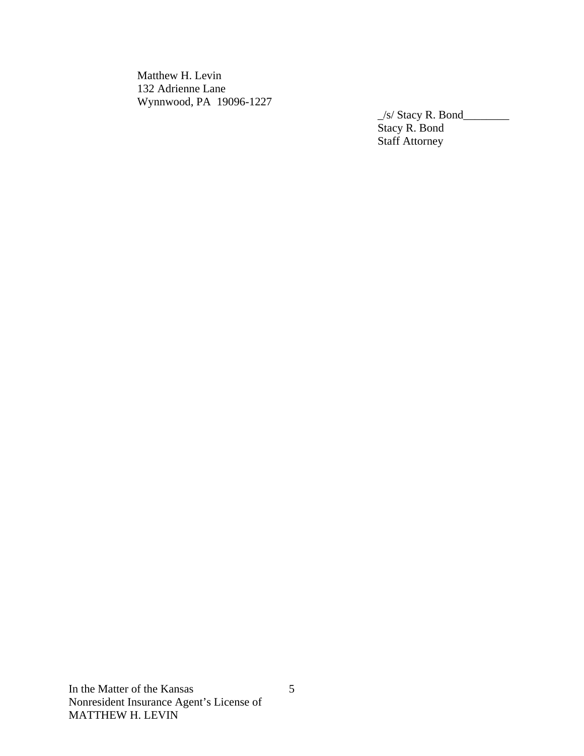Matthew H. Levin
132 Adrienne Lane
Wynnwood, PA  19096-1227

_/s/ Stacy R. Bond________
Stacy R. Bond
Staff Attorney